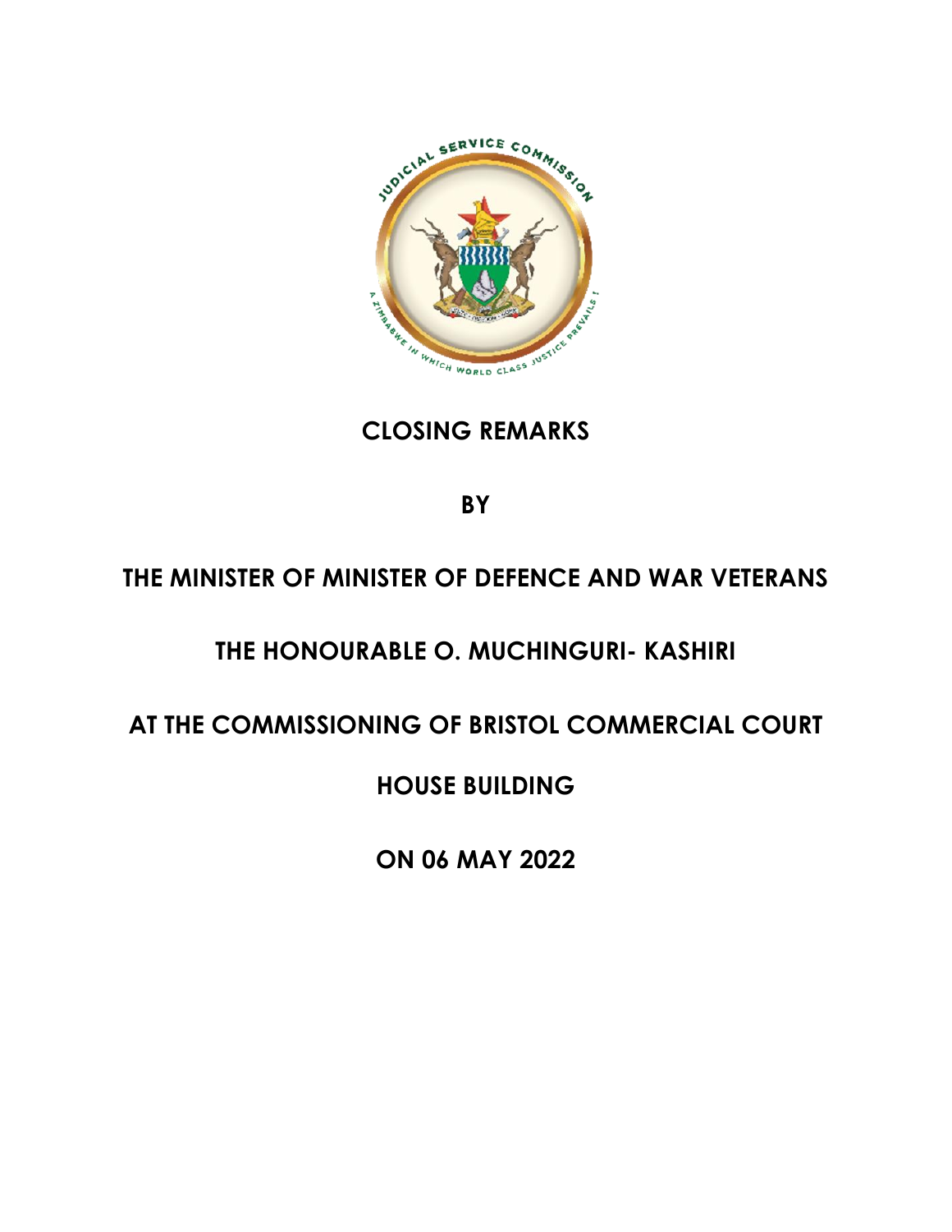# CLOSING REMARKS

## BY

## THE MINISTER OF MINISTER OF DEFENCE AND WAR VETERANS

## THE HONOURABLE O. MUCHINGURI- KASHIRI

## AT THE COMMISSIONING OF BRISTOL COMMERCIAL COURT HOUSE BUILDING

## ON 06 MAY 2022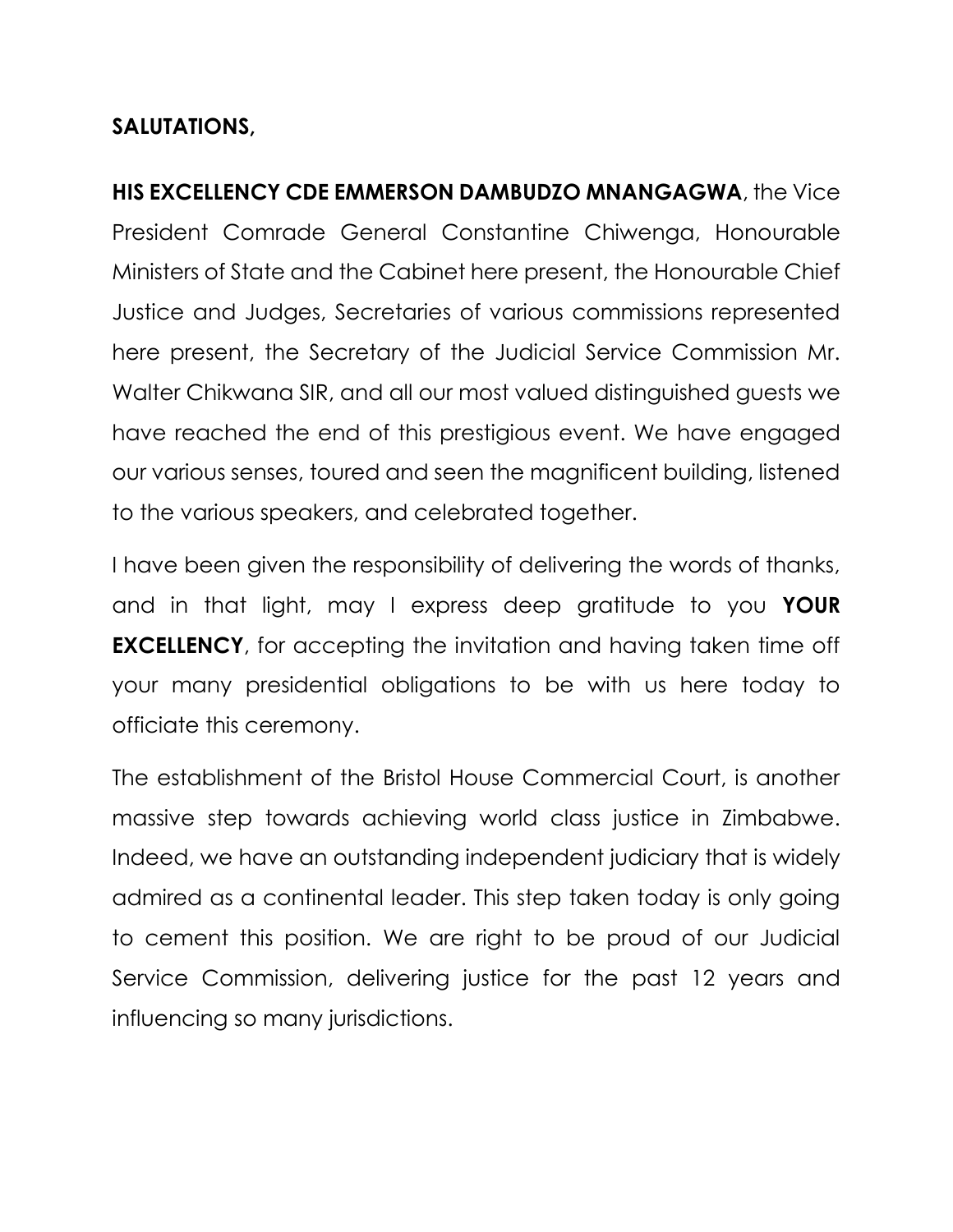**SALUTATIONS,**

**HIS EXCELLENCY CDE EMMERSON DAMBUDZO MNANGAGWA**, the Vice President Comrade General Constantine Chiwenga, Honourable Ministers of State and the Cabinet here present, the Honourable Chief Justice and Judges, Secretaries of various commissions represented here present, the Secretary of the Judicial Service Commission Mr. Walter Chikwana SIR, and all our most valued distinguished guests we have reached the end of this prestigious event. We have engaged our various senses, toured and seen the magnificent building, listened to the various speakers, and celebrated together.

I have been given the responsibility of delivering the words of thanks, and in that light, may I express deep gratitude to you **YOUR EXCELLENCY**, for accepting the invitation and having taken time off your many presidential obligations to be with us here today to officiate this ceremony.

The establishment of the Bristol House Commercial Court, is another massive step towards achieving world class justice in Zimbabwe. Indeed, we have an outstanding independent judiciary that is widely admired as a continental leader. This step taken today is only going to cement this position. We are right to be proud of our Judicial Service Commission, delivering justice for the past 12 years and influencing so many jurisdictions.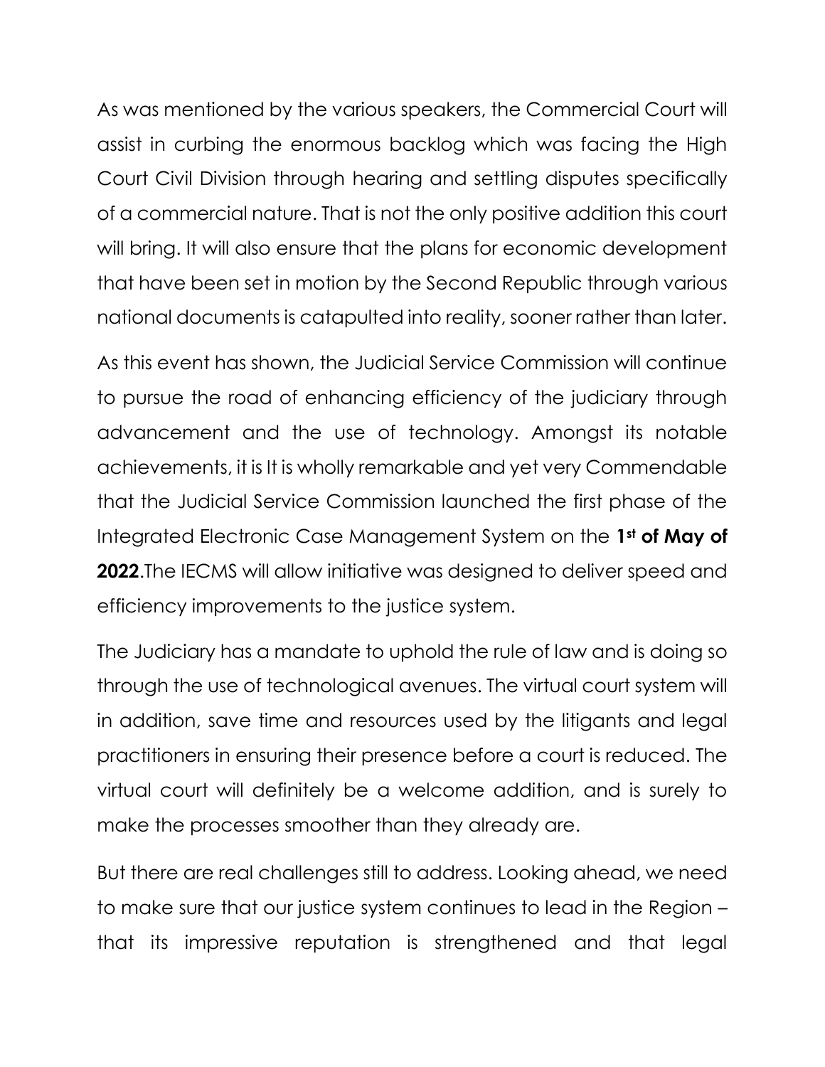As was mentioned by the various speakers, the Commercial Court will assist in curbing the enormous backlog which was facing the High Court Civil Division through hearing and settling disputes specifically of a commercial nature. That is not the only positive addition this court will bring. It will also ensure that the plans for economic development that have been set in motion by the Second Republic through various national documents is catapulted into reality, sooner rather than later.

As this event has shown, the Judicial Service Commission will continue to pursue the road of enhancing efficiency of the judiciary through advancement and the use of technology. Amongst its notable achievements, it is It is wholly remarkable and yet very Commendable that the Judicial Service Commission launched the first phase of the Integrated Electronic Case Management System on the **1st of May of 2022**.The IECMS will allow initiative was designed to deliver speed and efficiency improvements to the justice system.

The Judiciary has a mandate to uphold the rule of law and is doing so through the use of technological avenues. The virtual court system will in addition, save time and resources used by the litigants and legal practitioners in ensuring their presence before a court is reduced. The virtual court will definitely be a welcome addition, and is surely to make the processes smoother than they already are.

But there are real challenges still to address. Looking ahead, we need to make sure that our justice system continues to lead in the Region – that its impressive reputation is strengthened and that legal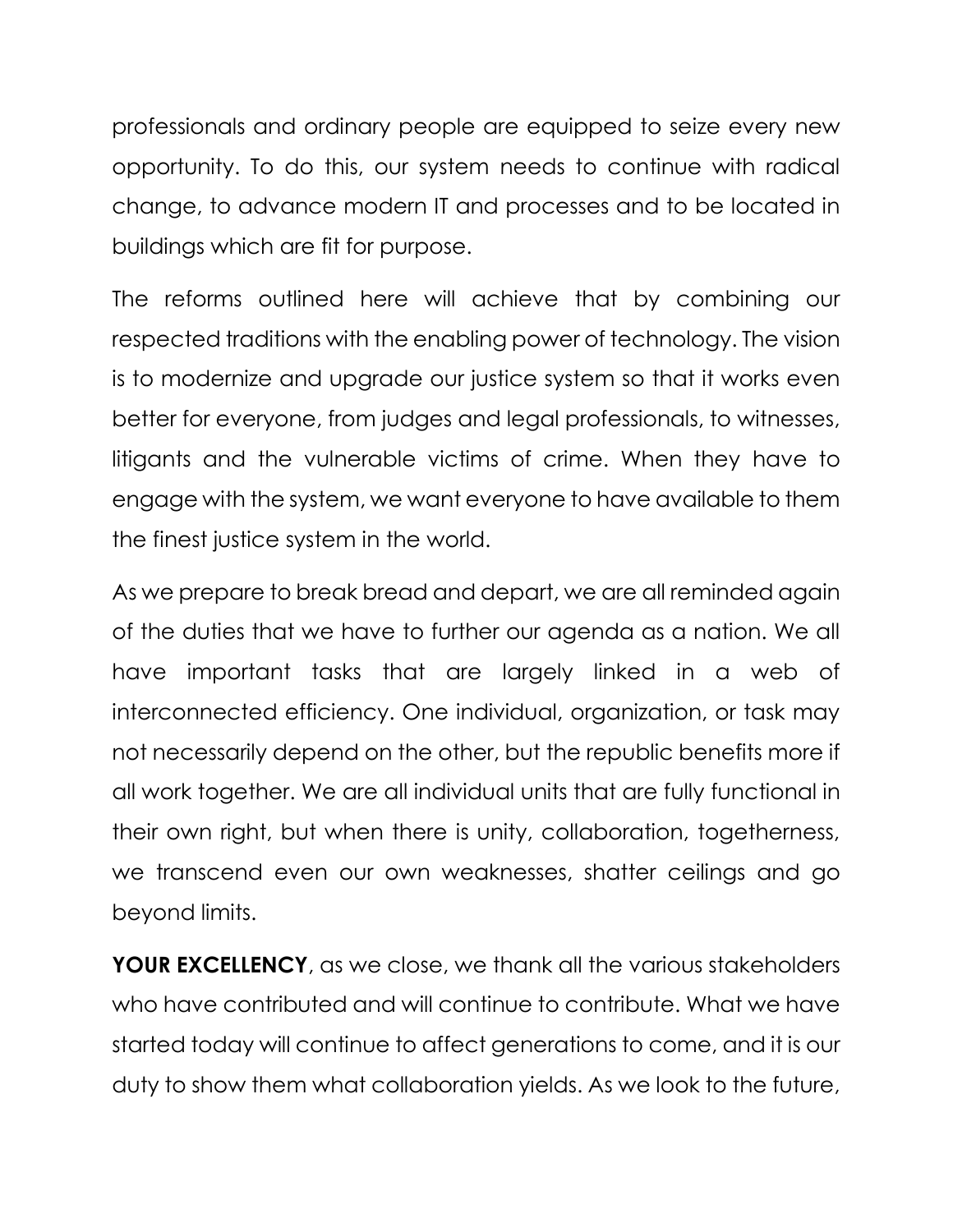professionals and ordinary people are equipped to seize every new opportunity. To do this, our system needs to continue with radical change, to advance modern IT and processes and to be located in buildings which are fit for purpose.

The reforms outlined here will achieve that by combining our respected traditions with the enabling power of technology. The vision is to modernize and upgrade our justice system so that it works even better for everyone, from judges and legal professionals, to witnesses, litigants and the vulnerable victims of crime. When they have to engage with the system, we want everyone to have available to them the finest justice system in the world.

As we prepare to break bread and depart, we are all reminded again of the duties that we have to further our agenda as a nation. We all have important tasks that are largely linked in a web of interconnected efficiency. One individual, organization, or task may not necessarily depend on the other, but the republic benefits more if all work together. We are all individual units that are fully functional in their own right, but when there is unity, collaboration, togetherness, we transcend even our own weaknesses, shatter ceilings and go beyond limits.

**YOUR EXCELLENCY**, as we close, we thank all the various stakeholders who have contributed and will continue to contribute. What we have started today will continue to affect generations to come, and it is our duty to show them what collaboration yields. As we look to the future,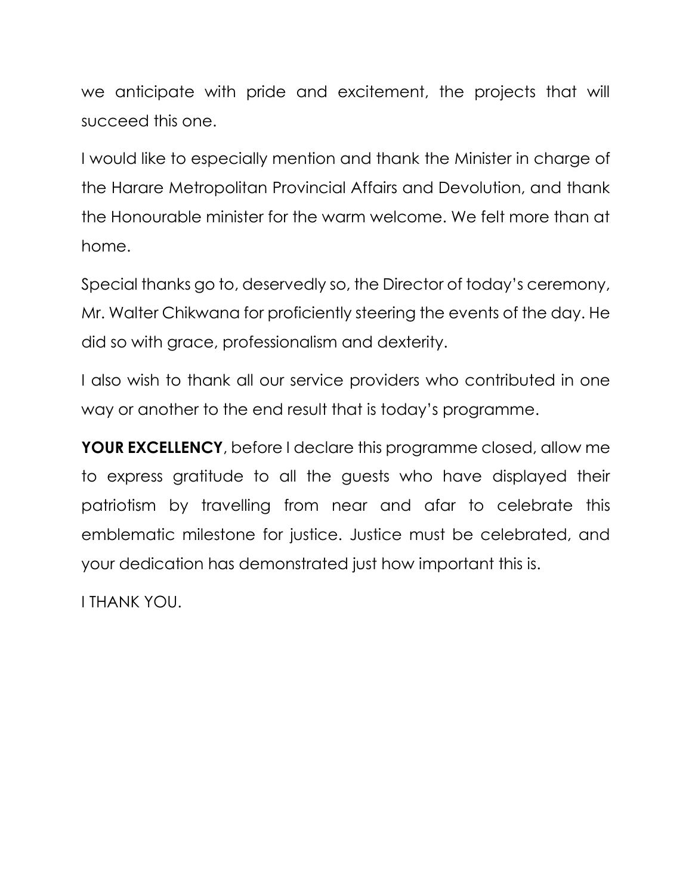we anticipate with pride and excitement, the projects that will succeed this one.

I would like to especially mention and thank the Minister in charge of the Harare Metropolitan Provincial Affairs and Devolution, and thank the Honourable minister for the warm welcome. We felt more than at home.

Special thanks go to, deservedly so, the Director of today's ceremony, Mr. Walter Chikwana for proficiently steering the events of the day. He did so with grace, professionalism and dexterity.

I also wish to thank all our service providers who contributed in one way or another to the end result that is today's programme.

**YOUR EXCELLENCY**, before I declare this programme closed, allow me to express gratitude to all the guests who have displayed their patriotism by travelling from near and afar to celebrate this emblematic milestone for justice. Justice must be celebrated, and your dedication has demonstrated just how important this is.

I THANK YOU.